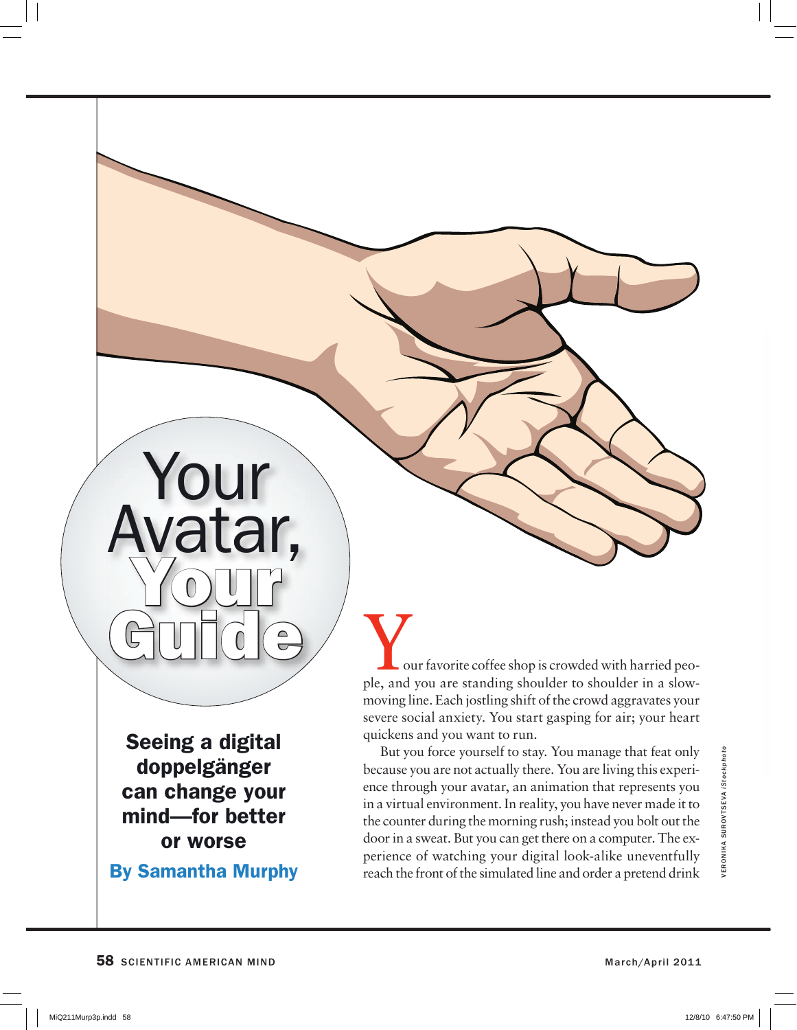# Your Avatar, Your Guide

**Seeing a digital doppelgänger can change your mind—for better or worse**

**By Samantha Murphy**

Your favorite coffee shop is crowded with harried people, and you are standing shoulder to shoulder in a slow-moving line. Each jostling shift of the crowd aggravates your severe social anxiety. You start gasping for air; your heart quickens and you want to run.

But you force yourself to stay. You manage that feat only because you are not actually there. You are living this experience through your avatar, an animation that represents you in a virtual environment. In reality, you have never made it to the counter during the morning rush; instead you bolt out the door in a sweat. But you can get there on a computer. The experience of watching your digital look-alike uneventfully reach the front of the simulated line and order a pretend drink

VERONIKA SUROVTSEVA *iStockphoto*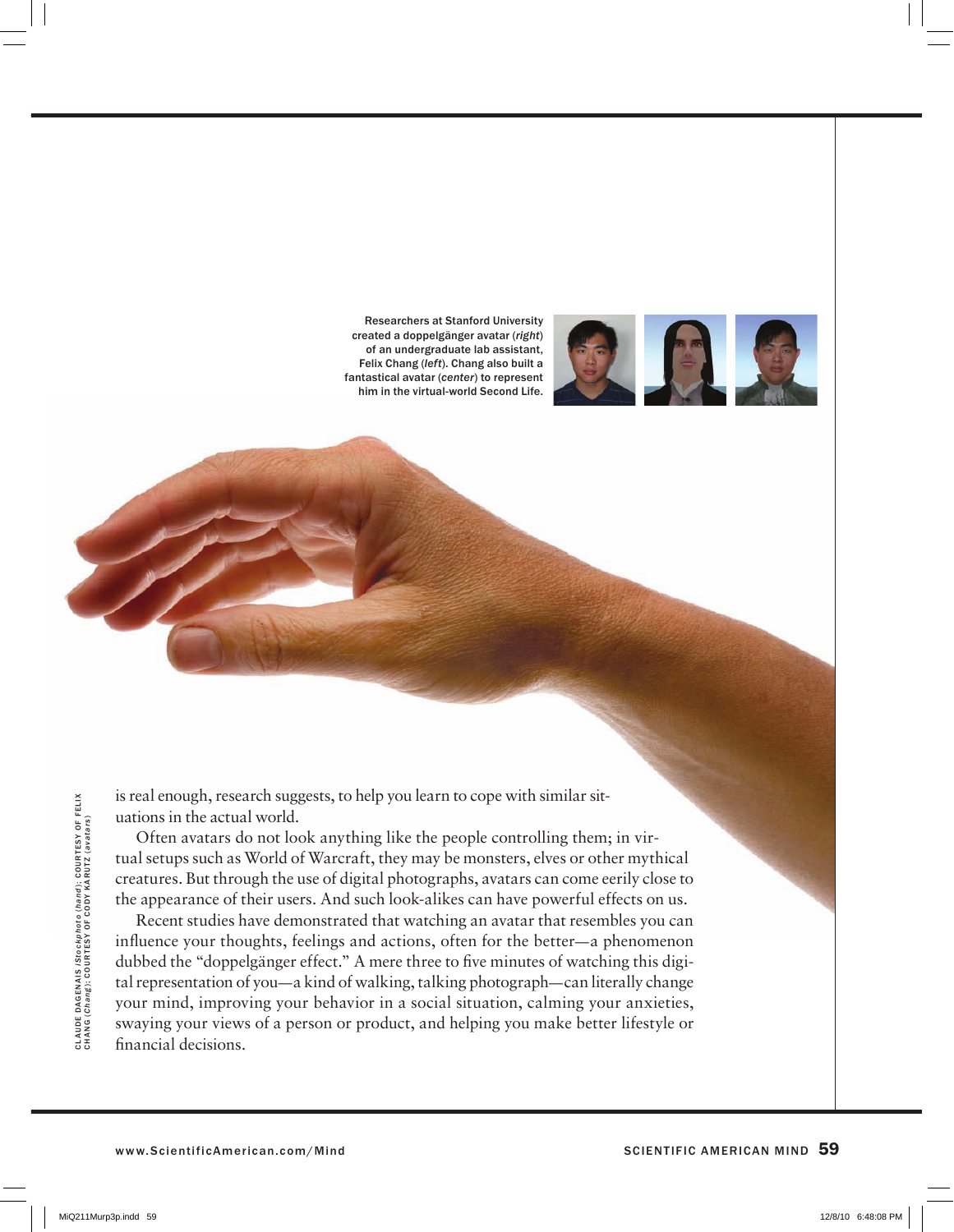Researchers at Stanford University created a doppelgänger avatar (*right*) of an undergraduate lab assistant, Felix Chang (*left*). Chang also built a fantastical avatar (*center*) to represent him in the virtual-world Second Life.

is real enough, research suggests, to help you learn to cope with similar situations in the actual world.

Often avatars do not look anything like the people controlling them; in virtual setups such as World of Warcraft, they may be monsters, elves or other mythical creatures. But through the use of digital photographs, avatars can come eerily close to the appearance of their users. And such look-alikes can have powerful effects on us.

Recent studies have demonstrated that watching an avatar that resembles you can influence your thoughts, feelings and actions, often for the better—a phenomenon dubbed the "doppelgänger effect." A mere three to five minutes of watching this digital representation of you—a kind of walking, talking photograph—can literally change your mind, improving your behavior in a social situation, calming your anxieties, swaying your views of a person or product, and helping you make better lifestyle or financial decisions.

CLAUDE DAGENAIS *iStockphoto* (*hand*); COURTESY OF FELIX CHANG (*Chang*); COURTESY OF CODY KARUTZ (*avatars*)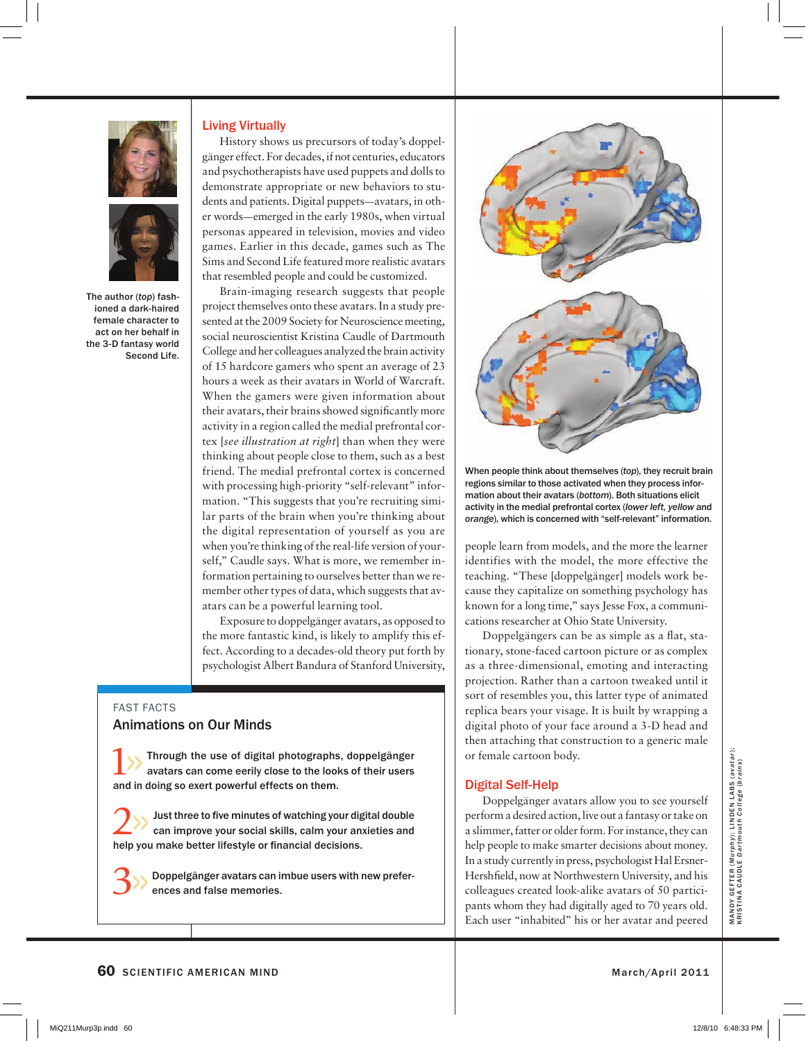The author (*top*) fashioned a dark-haired female character to act on her behalf in the 3-D fantasy world Second Life.

## Living Virtually

History shows us precursors of today's doppelgänger effect. For decades, if not centuries, educators and psychotherapists have used puppets and dolls to demonstrate appropriate or new behaviors to students and patients. Digital puppets—avatars, in other words—emerged in the early 1980s, when virtual personas appeared in television, movies and video games. Earlier in this decade, games such as The Sims and Second Life featured more realistic avatars that resembled people and could be customized.

Brain-imaging research suggests that people project themselves onto these avatars. In a study presented at the 2009 Society for Neuroscience meeting, social neuroscientist Kristina Caudle of Dartmouth College and her colleagues analyzed the brain activity of 15 hardcore gamers who spent an average of 23 hours a week as their avatars in World of Warcraft. When the gamers were given information about their avatars, their brains showed significantly more activity in a region called the medial prefrontal cortex [*see illustration at right*] than when they were thinking about people close to them, such as a best friend. The medial prefrontal cortex is concerned with processing high-priority "self-relevant" information. "This suggests that you're recruiting similar parts of the brain when you're thinking about the digital representation of yourself as you are when you're thinking of the real-life version of yourself," Caudle says. What is more, we remember information pertaining to ourselves better than we remember other types of data, which suggests that avatars can be a powerful learning tool.

Exposure to doppelgänger avatars, as opposed to the more fantastic kind, is likely to amplify this effect. According to a decades-old theory put forth by psychologist Albert Bandura of Stanford University, people learn from models, and the more the learner identifies with the model, the more effective the teaching. "These [doppelgänger] models work because they capitalize on something psychology has known for a long time," says Jesse Fox, a communications researcher at Ohio State University.

Doppelgängers can be as simple as a flat, stationary, stone-faced cartoon picture or as complex as a three-dimensional, emoting and interacting projection. Rather than a cartoon tweaked until it sort of resembles you, this latter type of animated replica bears your visage. It is built by wrapping a digital photo of your face around a 3-D head and then attaching that construction to a generic male or female cartoon body.

When people think about themselves (*top*), they recruit brain regions similar to those activated when they process information about their avatars (*bottom*). Both situations elicit activity in the medial prefrontal cortex (*lower left, yellow* and *orange*), which is concerned with "self-relevant" information.

## Digital Self-Help

Doppelgänger avatars allow you to see yourself perform a desired action, live out a fantasy or take on a slimmer, fatter or older form. For instance, they can help people to make smarter decisions about money. In a study currently in press, psychologist Hal Ersner-Hershfield, now at Northwestern University, and his colleagues created look-alike avatars of 50 participants whom they had digitally aged to 70 years old. Each user "inhabited" his or her avatar and peered

### FAST FACTS
### Animations on Our Minds

1» Through the use of digital photographs, doppelgänger avatars can come eerily close to the looks of their users and in doing so exert powerful effects on them.

2» Just three to five minutes of watching your digital double can improve your social skills, calm your anxieties and help you make better lifestyle or financial decisions.

3» Doppelgänger avatars can imbue users with new preferences and false memories.

MANDY GEFTER (*Murphy*); LINDEN LABS (*avatar*); KRISTINA CAUDLE *Dartmouth College* (*brains*)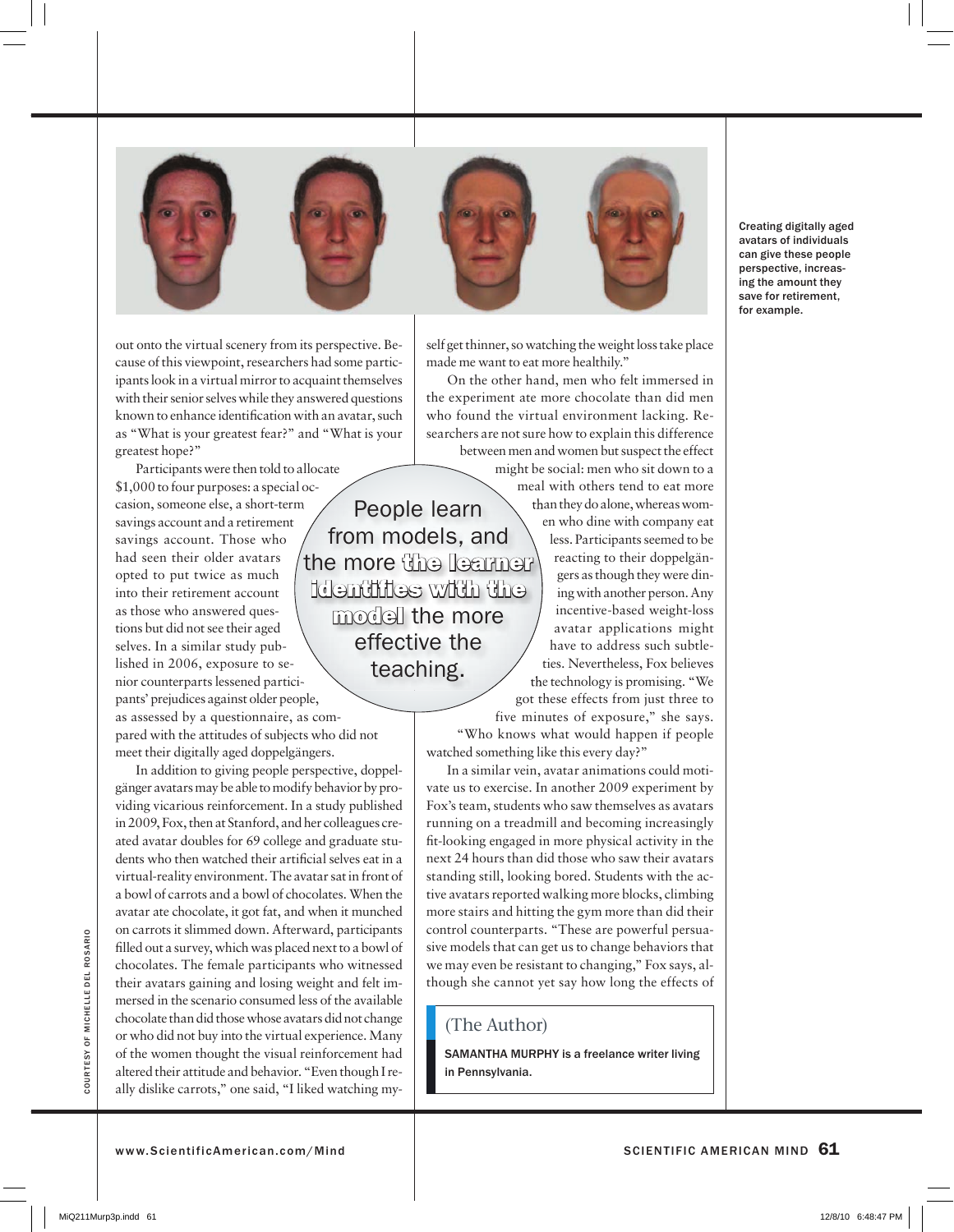Creating digitally aged avatars of individuals can give these people perspective, increasing the amount they save for retirement, for example.

out onto the virtual scenery from its perspective. Because of this viewpoint, researchers had some participants look in a virtual mirror to acquaint themselves with their senior selves while they answered questions known to enhance identification with an avatar, such as "What is your greatest fear?" and "What is your greatest hope?"

Participants were then told to allocate $1,000 to four purposes: a special occasion, someone else, a short-term savings account and a retirement savings account. Those who had seen their older avatars opted to put twice as much into their retirement account as those who answered questions but did not see their aged selves. In a similar study published in 2006, exposure to senior counterparts lessened participants' prejudices against older people, as assessed by a questionnaire, as compared with the attitudes of subjects who did not meet their digitally aged doppelgängers.

In addition to giving people perspective, doppelgänger avatars may be able to modify behavior by providing vicarious reinforcement. In a study published in 2009, Fox, then at Stanford, and her colleagues created avatar doubles for 69 college and graduate students who then watched their artificial selves eat in a virtual-reality environment. The avatar sat in front of a bowl of carrots and a bowl of chocolates. When the avatar ate chocolate, it got fat, and when it munched on carrots it slimmed down. Afterward, participants filled out a survey, which was placed next to a bowl of chocolates. The female participants who witnessed their avatars gaining and losing weight and felt immersed in the scenario consumed less of the available chocolate than did those whose avatars did not change or who did not buy into the virtual experience. Many of the women thought the visual reinforcement had altered their attitude and behavior. "Even though I really dislike carrots," one said, "I liked watching myself get thinner, so watching the weight loss take place made me want to eat more healthily."

> People learn from models, and the more **the learner identifies with the model** the more effective the teaching.

On the other hand, men who felt immersed in the experiment ate more chocolate than did men who found the virtual environment lacking. Researchers are not sure how to explain this difference between men and women but suspect the effect might be social: men who sit down to a meal with others tend to eat more than they do alone, whereas women who dine with company eat less. Participants seemed to be reacting to their doppelgängers as though they were dining with another person. Any incentive-based weight-loss avatar applications might have to address such subtleties. Nevertheless, Fox believes the technology is promising. "We got these effects from just three to five minutes of exposure," she says. "Who knows what would happen if people watched something like this every day?"

In a similar vein, avatar animations could motivate us to exercise. In another 2009 experiment by Fox's team, students who saw themselves as avatars running on a treadmill and becoming increasingly fit-looking engaged in more physical activity in the next 24 hours than did those who saw their avatars standing still, looking bored. Students with the active avatars reported walking more blocks, climbing more stairs and hitting the gym more than did their control counterparts. "These are powerful persuasive models that can get us to change behaviors that we may even be resistant to changing," Fox says, although she cannot yet say how long the effects of

## (The Author)

SAMANTHA MURPHY is a freelance writer living in Pennsylvania.

COURTESY OF MICHELLE DEL ROSARIO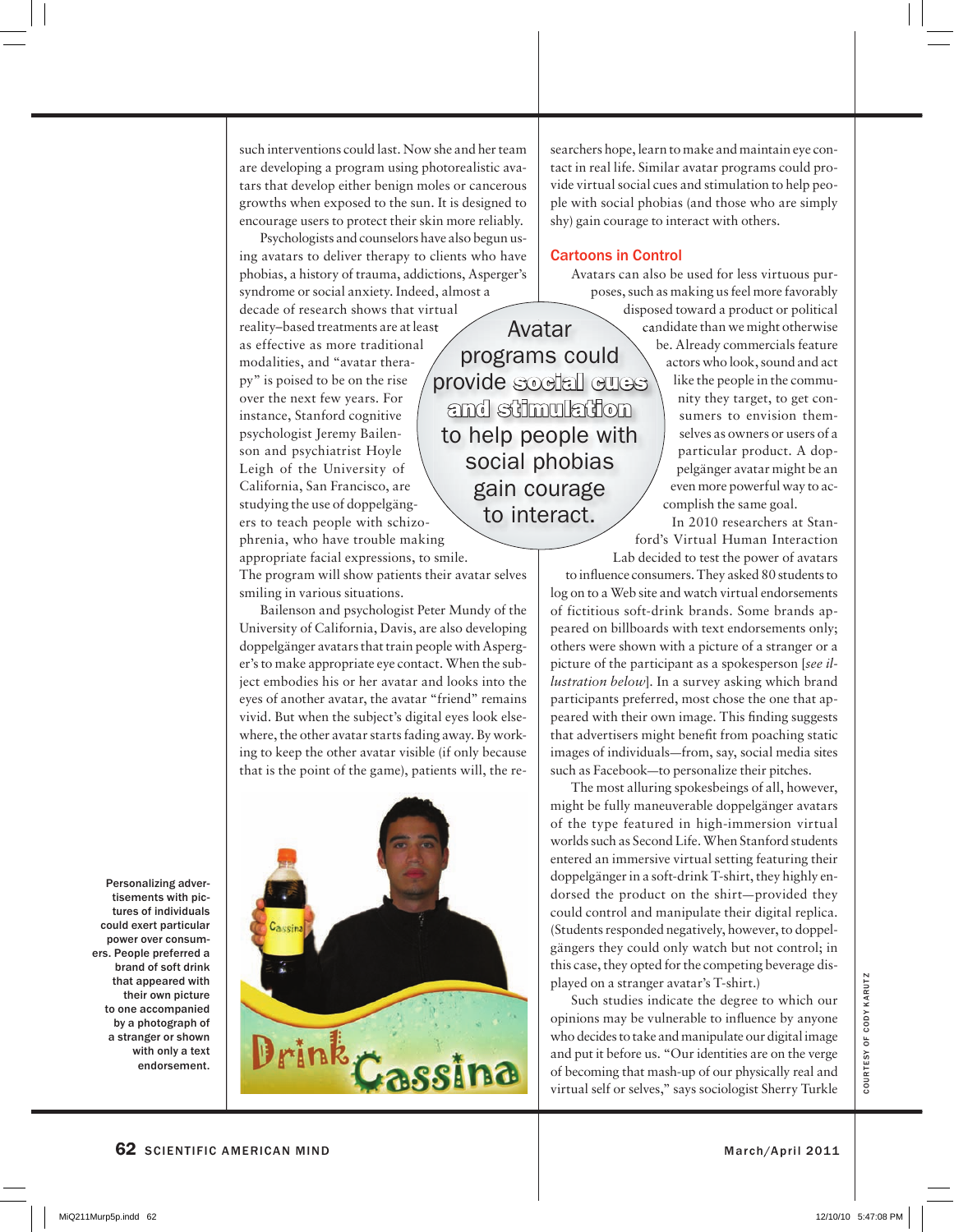such interventions could last. Now she and her team are developing a program using photorealistic avatars that develop either benign moles or cancerous growths when exposed to the sun. It is designed to encourage users to protect their skin more reliably.

Psychologists and counselors have also begun using avatars to deliver therapy to clients who have phobias, a history of trauma, addictions, Asperger's syndrome or social anxiety. Indeed, almost a decade of research shows that virtual reality–based treatments are at least as effective as more traditional modalities, and "avatar therapy" is poised to be on the rise over the next few years. For instance, Stanford cognitive psychologist Jeremy Bailenson and psychiatrist Hoyle Leigh of the University of California, San Francisco, are studying the use of doppelgängers to teach people with schizophrenia, who have trouble making appropriate facial expressions, to smile. The program will show patients their avatar selves smiling in various situations.

Bailenson and psychologist Peter Mundy of the University of California, Davis, are also developing doppelgänger avatars that train people with Asperger's to make appropriate eye contact. When the subject embodies his or her avatar and looks into the eyes of another avatar, the avatar "friend" remains vivid. But when the subject's digital eyes look elsewhere, the other avatar starts fading away. By working to keep the other avatar visible (if only because that is the point of the game), patients will, the researchers hope, learn to make and maintain eye contact in real life. Similar avatar programs could provide virtual social cues and stimulation to help people with social phobias (and those who are simply shy) gain courage to interact with others.

> Avatar programs could provide **social cues and stimulation** to help people with social phobias gain courage to interact.

## Cartoons in Control

Avatars can also be used for less virtuous purposes, such as making us feel more favorably disposed toward a product or political candidate than we might otherwise be. Already commercials feature actors who look, sound and act like the people in the community they target, to get consumers to envision themselves as owners or users of a particular product. A doppelgänger avatar might be an even more powerful way to accomplish the same goal.

In 2010 researchers at Stanford's Virtual Human Interaction Lab decided to test the power of avatars to influence consumers. They asked 80 students to log on to a Web site and watch virtual endorsements of fictitious soft-drink brands. Some brands appeared on billboards with text endorsements only; others were shown with a picture of a stranger or a picture of the participant as a spokesperson [*see illustration below*]. In a survey asking which brand participants preferred, most chose the one that appeared with their own image. This finding suggests that advertisers might benefit from poaching static images of individuals—from, say, social media sites such as Facebook—to personalize their pitches.

The most alluring spokesbeings of all, however, might be fully maneuverable doppelgänger avatars of the type featured in high-immersion virtual worlds such as Second Life. When Stanford students entered an immersive virtual setting featuring their doppelgänger in a soft-drink T-shirt, they highly endorsed the product on the shirt—provided they could control and manipulate their digital replica. (Students responded negatively, however, to doppelgängers they could only watch but not control; in this case, they opted for the competing beverage displayed on a stranger avatar's T-shirt.)

Such studies indicate the degree to which our opinions may be vulnerable to influence by anyone who decides to take and manipulate our digital image and put it before us. "Our identities are on the verge of becoming that mash-up of our physically real and virtual self or selves," says sociologist Sherry Turkle

Personalizing advertisements with pictures of individuals could exert particular power over consumers. People preferred a brand of soft drink that appeared with their own picture to one accompanied by a photograph of a stranger or shown with only a text endorsement.

COURTESY OF CODY KARUTZ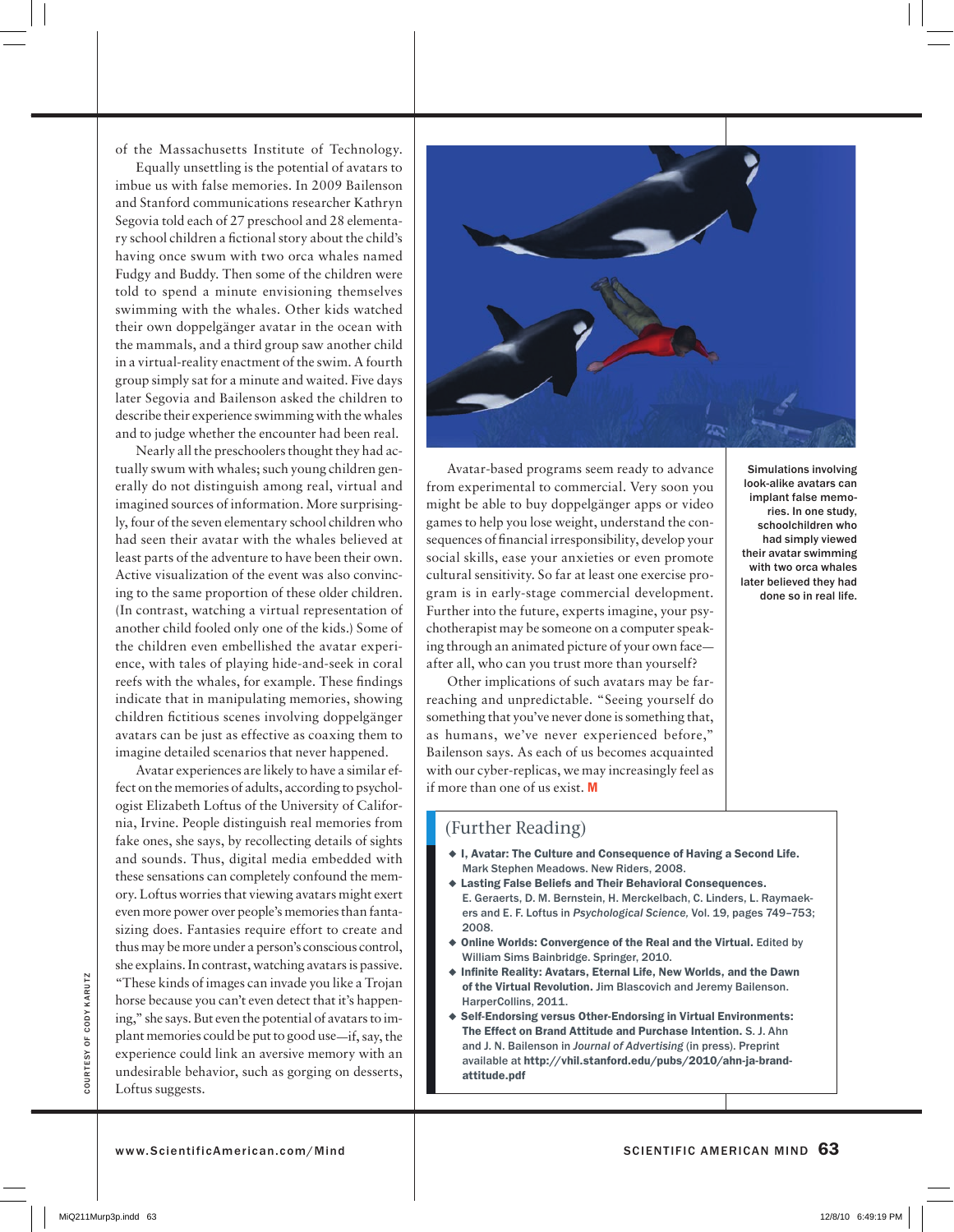of the Massachusetts Institute of Technology.

Equally unsettling is the potential of avatars to imbue us with false memories. In 2009 Bailenson and Stanford communications researcher Kathryn Segovia told each of 27 preschool and 28 elementary school children a fictional story about the child's having once swum with two orca whales named Fudgy and Buddy. Then some of the children were told to spend a minute envisioning themselves swimming with the whales. Other kids watched their own doppelgänger avatar in the ocean with the mammals, and a third group saw another child in a virtual-reality enactment of the swim. A fourth group simply sat for a minute and waited. Five days later Segovia and Bailenson asked the children to describe their experience swimming with the whales and to judge whether the encounter had been real.

Nearly all the preschoolers thought they had actually swum with whales; such young children generally do not distinguish among real, virtual and imagined sources of information. More surprisingly, four of the seven elementary school children who had seen their avatar with the whales believed at least parts of the adventure to have been their own. Active visualization of the event was also convincing to the same proportion of these older children. (In contrast, watching a virtual representation of another child fooled only one of the kids.) Some of the children even embellished the avatar experience, with tales of playing hide-and-seek in coral reefs with the whales, for example. These findings indicate that in manipulating memories, showing children fictitious scenes involving doppelgänger avatars can be just as effective as coaxing them to imagine detailed scenarios that never happened.

Avatar experiences are likely to have a similar effect on the memories of adults, according to psychologist Elizabeth Loftus of the University of California, Irvine. People distinguish real memories from fake ones, she says, by recollecting details of sights and sounds. Thus, digital media embedded with these sensations can completely confound the memory. Loftus worries that viewing avatars might exert even more power over people's memories than fantasizing does. Fantasies require effort to create and thus may be more under a person's conscious control, she explains. In contrast, watching avatars is passive. "These kinds of images can invade you like a Trojan horse because you can't even detect that it's happening," she says. But even the potential of avatars to implant memories could be put to good use—if, say, the experience could link an aversive memory with an undesirable behavior, such as gorging on desserts, Loftus suggests.

Simulations involving look-alike avatars can implant false memories. In one study, schoolchildren who had simply viewed their avatar swimming with two orca whales later believed they had done so in real life.

Avatar-based programs seem ready to advance from experimental to commercial. Very soon you might be able to buy doppelgänger apps or video games to help you lose weight, understand the consequences of financial irresponsibility, develop your social skills, ease your anxieties or even promote cultural sensitivity. So far at least one exercise program is in early-stage commercial development. Further into the future, experts imagine, your psychotherapist may be someone on a computer speaking through an animated picture of your own face—after all, who can you trust more than yourself?

Other implications of such avatars may be far-reaching and unpredictable. "Seeing yourself do something that you've never done is something that, as humans, we've never experienced before," Bailenson says. As each of us becomes acquainted with our cyber-replicas, we may increasingly feel as if more than one of us exist. **M**

## (Further Reading)

- **I, Avatar: The Culture and Consequence of Having a Second Life.** Mark Stephen Meadows. New Riders, 2008.
- **Lasting False Beliefs and Their Behavioral Consequences.** E. Geraerts, D. M. Bernstein, H. Merckelbach, C. Linders, L. Raymaekers and E. F. Loftus in *Psychological Science,* Vol. 19, pages 749–753; 2008.
- **Online Worlds: Convergence of the Real and the Virtual.** Edited by William Sims Bainbridge. Springer, 2010.
- **Infinite Reality: Avatars, Eternal Life, New Worlds, and the Dawn of the Virtual Revolution.** Jim Blascovich and Jeremy Bailenson. HarperCollins, 2011.
- **Self-Endorsing versus Other-Endorsing in Virtual Environments: The Effect on Brand Attitude and Purchase Intention.** S. J. Ahn and J. N. Bailenson in *Journal of Advertising* (in press). Preprint available at **http://vhil.stanford.edu/pubs/2010/ahn-ja-brand-attitude.pdf**